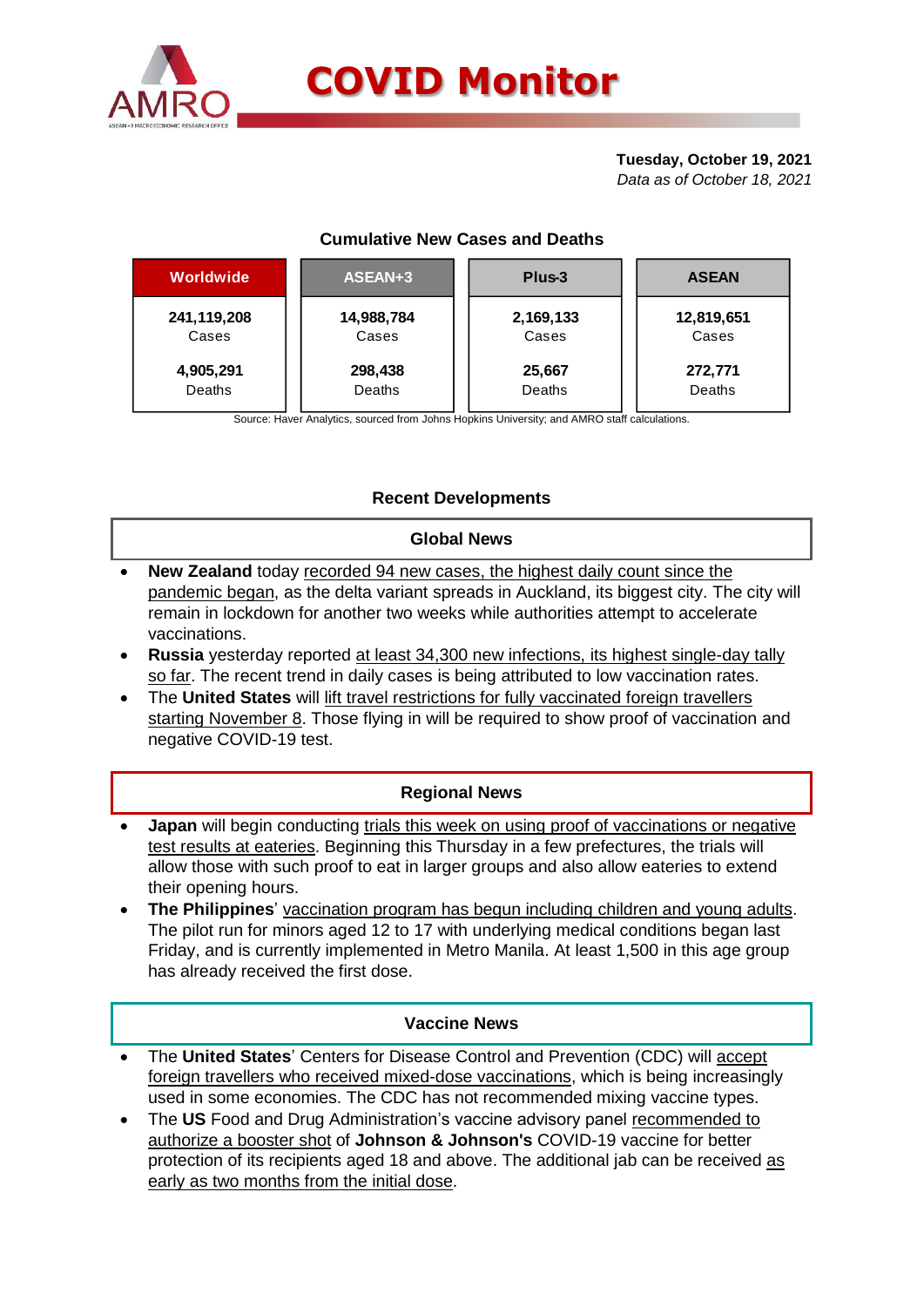# COVID Monitor

**Tuesday, October 19, 2021**
*Data as of October 18, 2021*

## Cumulative New Cases and Deaths

| Worldwide | ASEAN+3 | Plus-3 | ASEAN |
|---|---|---|---|
| **241,119,208** Cases | **14,988,784** Cases | **2,169,133** Cases | **12,819,651** Cases |
| **4,905,291** Deaths | **298,438** Deaths | **25,667** Deaths | **272,771** Deaths |

Source: Haver Analytics, sourced from Johns Hopkins University; and AMRO staff calculations.

## Recent Developments

### Global News

- **New Zealand** today recorded 94 new cases, the highest daily count since the pandemic began, as the delta variant spreads in Auckland, its biggest city. The city will remain in lockdown for another two weeks while authorities attempt to accelerate vaccinations.
- **Russia** yesterday reported at least 34,300 new infections, its highest single-day tally so far. The recent trend in daily cases is being attributed to low vaccination rates.
- The **United States** will lift travel restrictions for fully vaccinated foreign travellers starting November 8. Those flying in will be required to show proof of vaccination and negative COVID-19 test.

### Regional News

- **Japan** will begin conducting trials this week on using proof of vaccinations or negative test results at eateries. Beginning this Thursday in a few prefectures, the trials will allow those with such proof to eat in larger groups and also allow eateries to extend their opening hours.
- **The Philippines**' vaccination program has begun including children and young adults. The pilot run for minors aged 12 to 17 with underlying medical conditions began last Friday, and is currently implemented in Metro Manila. At least 1,500 in this age group has already received the first dose.

### Vaccine News

- The **United States**' Centers for Disease Control and Prevention (CDC) will accept foreign travellers who received mixed-dose vaccinations, which is being increasingly used in some economies. The CDC has not recommended mixing vaccine types.
- The **US** Food and Drug Administration's vaccine advisory panel recommended to authorize a booster shot of **Johnson & Johnson's** COVID-19 vaccine for better protection of its recipients aged 18 and above. The additional jab can be received as early as two months from the initial dose.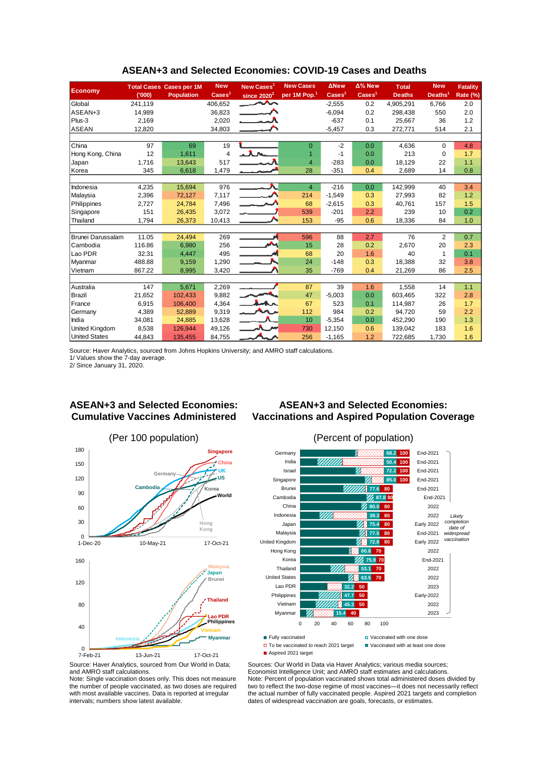## ASEAN+3 and Selected Economies: COVID-19 Cases and Deaths

| Economy | Total Cases ('000) | Cases per 1M Population | New Cases[1] | New Cases[1] since 2020[2] | New Cases per 1M Pop.[1] | ΔNew Cases[1] | Δ% New Cases[1] | Total Deaths | New Deaths[1] | Fatality Rate (%) |
|---|---|---|---|---|---|---|---|---|---|---|
| Global | 241,119 | | 406,652 | | | -2,555 | 0.2 | 4,905,291 | 6,766 | 2.0 |
| ASEAN+3 | 14,989 | | 36,823 | | | -6,094 | 0.2 | 298,438 | 550 | 2.0 |
| Plus-3 | 2,169 | | 2,020 | | | -637 | 0.1 | 25,667 | 36 | 1.2 |
| ASEAN | 12,820 | | 34,803 | | | -5,457 | 0.3 | 272,771 | 514 | 2.1 |
| | | | | | | | | | | |
| China | 97 | 69 | 19 | | 0 | -2 | 0.0 | 4,636 | 0 | 4.8 |
| Hong Kong, China | 12 | 1,611 | 4 | | 1 | -1 | 0.0 | 213 | 0 | 1.7 |
| Japan | 1,716 | 13,643 | 517 | | 4 | -283 | 0.0 | 18,129 | 22 | 1.1 |
| Korea | 345 | 6,618 | 1,479 | | 28 | -351 | 0.4 | 2,689 | 14 | 0.8 |
| | | | | | | | | | | |
| Indonesia | 4,235 | 15,694 | 976 | | 4 | -216 | 0.0 | 142,999 | 40 | 3.4 |
| Malaysia | 2,396 | 72,127 | 7,117 | | 214 | -1,549 | 0.3 | 27,993 | 82 | 1.2 |
| Philippines | 2,727 | 24,784 | 7,496 | | 68 | -2,615 | 0.3 | 40,761 | 157 | 1.5 |
| Singapore | 151 | 26,435 | 3,072 | | 539 | -201 | 2.2 | 239 | 10 | 0.2 |
| Thailand | 1,794 | 26,373 | 10,413 | | 153 | -95 | 0.6 | 18,336 | 84 | 1.0 |
| | | | | | | | | | | |
| Brunei Darussalam | 11.05 | 24,494 | 269 | | 596 | 88 | 2.7 | 76 | 2 | 0.7 |
| Cambodia | 116.86 | 6,980 | 256 | | 15 | 28 | 0.2 | 2,670 | 20 | 2.3 |
| Lao PDR | 32.31 | 4,447 | 495 | | 68 | 20 | 1.6 | 40 | 1 | 0.1 |
| Myanmar | 488.88 | 9,159 | 1,290 | | 24 | -148 | 0.3 | 18,388 | 32 | 3.8 |
| Vietnam | 867.22 | 8,995 | 3,420 | | 35 | -769 | 0.4 | 21,269 | 86 | 2.5 |
| | | | | | | | | | | |
| Australia | 147 | 5,671 | 2,269 | | 87 | 39 | 1.6 | 1,558 | 14 | 1.1 |
| Brazil | 21,652 | 102,433 | 9,882 | | 47 | -5,003 | 0.0 | 603,465 | 322 | 2.8 |
| France | 6,915 | 106,400 | 4,364 | | 67 | 523 | 0.1 | 114,987 | 26 | 1.7 |
| Germany | 4,389 | 52,889 | 9,319 | | 112 | 984 | 0.2 | 94,720 | 59 | 2.2 |
| India | 34,081 | 24,885 | 13,628 | | 10 | -5,354 | 0.0 | 452,290 | 190 | 1.3 |
| United Kingdom | 8,538 | 126,944 | 49,126 | | 730 | 6,111 | 0.6 | 139,042 | 183 | 1.6 |
| United States | 44,843 | 135,455 | 84,755 | | 256 | -1,165 | 1.2 | 722,685 | 1,730 | 1.6 |

Source: Haver Analytics, sourced from Johns Hopkins University; and AMRO staff calculations.
1/ Values show the 7-day average.
2/ Since January 31, 2020.

### ASEAN+3 and Selected Economies: Cumulative Vaccines Administered

(Per 100 population)

180
150
120
90
60
30
0
1-Dec-20
10-May-21
17-Oct-21
Singapore
China
UK
US
Germany
Cambodia
Korea
World
Hong Kong

160
120
80
40
0
7-Feb-21
13-Jun-21
17-Oct-21
Malaysia
Japan
Brunei
Thailand
Lao PDR
Philippines
Vietnam
Indonesia
Myanmar

Source: Haver Analytics, sourced from Our World in Data; and AMRO staff calculations.
Note: Single vaccination doses only. This does not measure the number of people vaccinated, as two doses are required with most available vaccines. Data is reported at irregular intervals; numbers show latest available.

### ASEAN+3 and Selected Economies: Vaccinations and Aspired Population Coverage

(Percent of population)

Germany 68.2 100 End-2021
India 50.4 100 End-2021
Israel 72.2 100 End-2021
Singapore 85.0 100 End-2021
Brunei 77.6 80 End-2021
Cambodia 87.8 80 End-2021
China 80.0 80 2022
Indonesia 39.3 80 2022
Japan 75.4 80 Early 2022
Malaysia 77.5 80 End-2021
United Kingdom 72.8 80 Early 2022
Hong Kong 60.8 70 2022
Korea 75.9 70 End-2021
Thailand 53.1 70 2022
United States 63.5 70 2022
Lao PDR 32.2 50 2023
Philippines 47.7 50 Early-2022
Vietnam 45.3 50 2022
Myanmar 15.4 40 2023

Likely completion date of widespread vaccination

0 20 40 60 80 100

Fully vaccinated
Vaccinated with one dose
To be vaccinated to reach 2021 target
Vaccinated with at least one dose
Aspired 2021 target

Sources: Our World in Data via Haver Analytics; various media sources; Economist Intelligence Unit; and AMRO staff estimates and calculations.
Note: Percent of population vaccinated shows total administered doses divided by two to reflect the two-dose regime of most vaccines—it does not necessarily reflect the actual number of fully vaccinated people. Aspired 2021 targets and completion dates of widespread vaccination are goals, forecasts, or estimates.